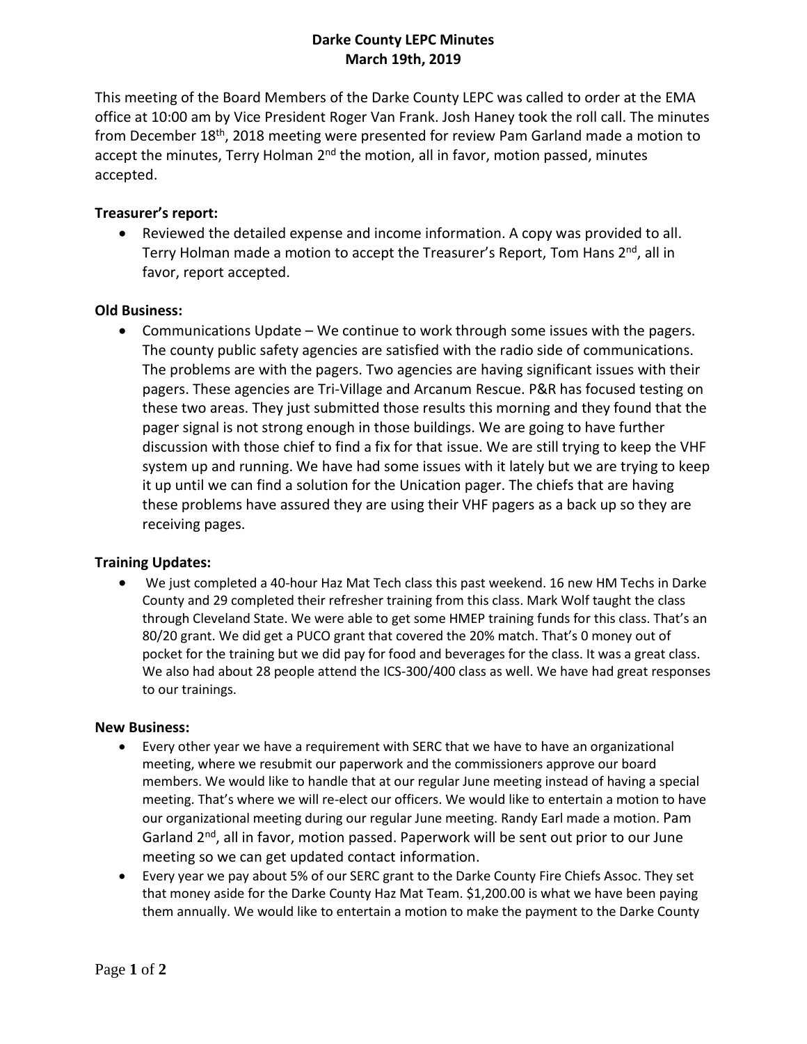# Darke County LEPC Minutes
## March 19th, 2019

This meeting of the Board Members of the Darke County LEPC was called to order at the EMA office at 10:00 am by Vice President Roger Van Frank. Josh Haney took the roll call. The minutes from December 18th, 2018 meeting were presented for review Pam Garland made a motion to accept the minutes, Terry Holman 2nd the motion, all in favor, motion passed, minutes accepted.

### Treasurer's report:

- Reviewed the detailed expense and income information. A copy was provided to all. Terry Holman made a motion to accept the Treasurer's Report, Tom Hans 2nd, all in favor, report accepted.

### Old Business:

- Communications Update – We continue to work through some issues with the pagers. The county public safety agencies are satisfied with the radio side of communications. The problems are with the pagers. Two agencies are having significant issues with their pagers. These agencies are Tri-Village and Arcanum Rescue. P&R has focused testing on these two areas. They just submitted those results this morning and they found that the pager signal is not strong enough in those buildings. We are going to have further discussion with those chief to find a fix for that issue. We are still trying to keep the VHF system up and running. We have had some issues with it lately but we are trying to keep it up until we can find a solution for the Unication pager. The chiefs that are having these problems have assured they are using their VHF pagers as a back up so they are receiving pages.

### Training Updates:

- We just completed a 40-hour Haz Mat Tech class this past weekend. 16 new HM Techs in Darke County and 29 completed their refresher training from this class. Mark Wolf taught the class through Cleveland State. We were able to get some HMEP training funds for this class. That's an 80/20 grant. We did get a PUCO grant that covered the 20% match. That's 0 money out of pocket for the training but we did pay for food and beverages for the class. It was a great class. We also had about 28 people attend the ICS-300/400 class as well. We have had great responses to our trainings.

### New Business:

- Every other year we have a requirement with SERC that we have to have an organizational meeting, where we resubmit our paperwork and the commissioners approve our board members. We would like to handle that at our regular June meeting instead of having a special meeting. That's where we will re-elect our officers. We would like to entertain a motion to have our organizational meeting during our regular June meeting. Randy Earl made a motion. Pam Garland 2nd, all in favor, motion passed. Paperwork will be sent out prior to our June meeting so we can get updated contact information.
- Every year we pay about 5% of our SERC grant to the Darke County Fire Chiefs Assoc. They set that money aside for the Darke County Haz Mat Team. $1,200.00 is what we have been paying them annually. We would like to entertain a motion to make the payment to the Darke County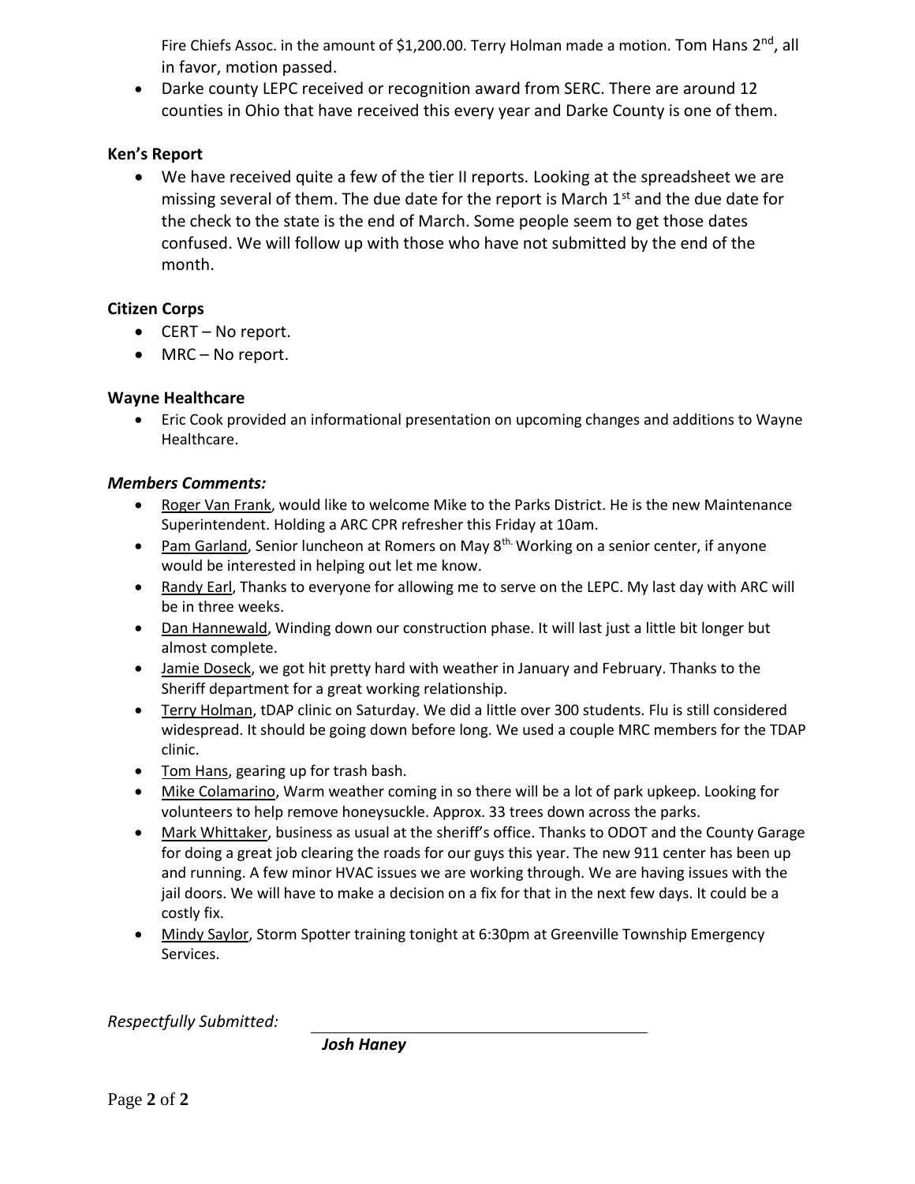Fire Chiefs Assoc. in the amount of $1,200.00. Terry Holman made a motion. Tom Hans 2nd, all in favor, motion passed.

- Darke county LEPC received or recognition award from SERC. There are around 12 counties in Ohio that have received this every year and Darke County is one of them.

**Ken's Report**

- We have received quite a few of the tier II reports. Looking at the spreadsheet we are missing several of them. The due date for the report is March 1st and the due date for the check to the state is the end of March. Some people seem to get those dates confused. We will follow up with those who have not submitted by the end of the month.

**Citizen Corps**

- CERT – No report.
- MRC – No report.

**Wayne Healthcare**

- Eric Cook provided an informational presentation on upcoming changes and additions to Wayne Healthcare.

***Members Comments:***

- Roger Van Frank, would like to welcome Mike to the Parks District. He is the new Maintenance Superintendent. Holding a ARC CPR refresher this Friday at 10am.
- Pam Garland, Senior luncheon at Romers on May 8th. Working on a senior center, if anyone would be interested in helping out let me know.
- Randy Earl, Thanks to everyone for allowing me to serve on the LEPC. My last day with ARC will be in three weeks.
- Dan Hannewald, Winding down our construction phase. It will last just a little bit longer but almost complete.
- Jamie Doseck, we got hit pretty hard with weather in January and February. Thanks to the Sheriff department for a great working relationship.
- Terry Holman, tDAP clinic on Saturday. We did a little over 300 students. Flu is still considered widespread. It should be going down before long. We used a couple MRC members for the TDAP clinic.
- Tom Hans, gearing up for trash bash.
- Mike Colamarino, Warm weather coming in so there will be a lot of park upkeep. Looking for volunteers to help remove honeysuckle. Approx. 33 trees down across the parks.
- Mark Whittaker, business as usual at the sheriff's office. Thanks to ODOT and the County Garage for doing a great job clearing the roads for our guys this year. The new 911 center has been up and running. A few minor HVAC issues we are working through. We are having issues with the jail doors. We will have to make a decision on a fix for that in the next few days. It could be a costly fix.
- Mindy Saylor, Storm Spotter training tonight at 6:30pm at Greenville Township Emergency Services.

*Respectfully Submitted:* \_\_\_\_\_\_\_\_\_\_\_\_\_\_\_\_\_\_\_\_\_\_\_\_\_\_\_\_\_\_\_\_

***Josh Haney***